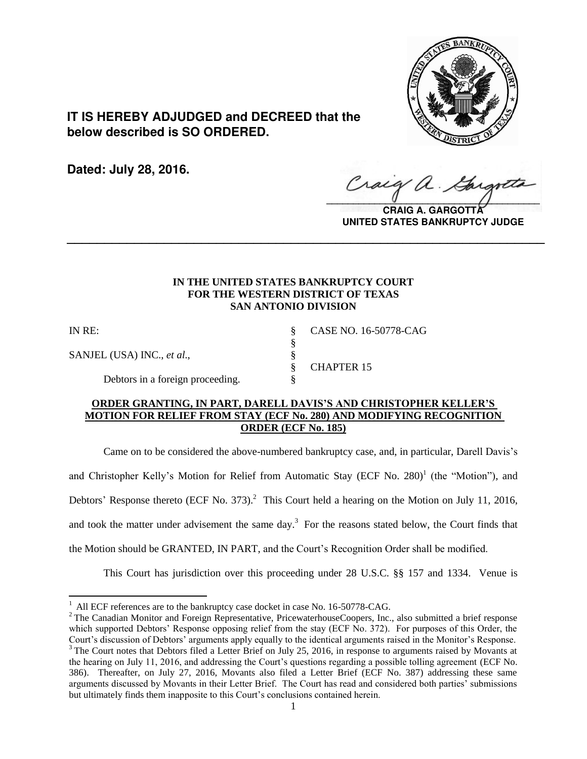**IT IS HEREBY ADJUDGED and DECREED that the below described is SO ORDERED.**

**Dated: July 28, 2016.**

**CRAIG A. GARGOTTA**
**UNITED STATES BANKRUPTCY JUDGE**

---

**IN THE UNITED STATES BANKRUPTCY COURT**
**FOR THE WESTERN DISTRICT OF TEXAS**
**SAN ANTONIO DIVISION**

| | | |
|---|---|---|
| IN RE: | § | CASE NO. 16-50778-CAG |
| | § | |
| SANJEL (USA) INC., *et al.*, | § | |
| | § | CHAPTER 15 |
| Debtors in a foreign proceeding. | § | |

**ORDER GRANTING, IN PART, DARELL DAVIS'S AND CHRISTOPHER KELLER'S MOTION FOR RELIEF FROM STAY (ECF No. 280) AND MODIFYING RECOGNITION ORDER (ECF No. 185)**

Came on to be considered the above-numbered bankruptcy case, and, in particular, Darell Davis's and Christopher Kelly's Motion for Relief from Automatic Stay (ECF No. 280)[1] (the "Motion"), and Debtors' Response thereto (ECF No. 373).[2] This Court held a hearing on the Motion on July 11, 2016, and took the matter under advisement the same day.[3] For the reasons stated below, the Court finds that the Motion should be GRANTED, IN PART, and the Court's Recognition Order shall be modified.

This Court has jurisdiction over this proceeding under 28 U.S.C. §§ 157 and 1334. Venue is

---

[1] All ECF references are to the bankruptcy case docket in case No. 16-50778-CAG.

[2] The Canadian Monitor and Foreign Representative, PricewaterhouseCoopers, Inc., also submitted a brief response which supported Debtors' Response opposing relief from the stay (ECF No. 372). For purposes of this Order, the Court's discussion of Debtors' arguments apply equally to the identical arguments raised in the Monitor's Response.

[3] The Court notes that Debtors filed a Letter Brief on July 25, 2016, in response to arguments raised by Movants at the hearing on July 11, 2016, and addressing the Court's questions regarding a possible tolling agreement (ECF No. 386). Thereafter, on July 27, 2016, Movants also filed a Letter Brief (ECF No. 387) addressing these same arguments discussed by Movants in their Letter Brief. The Court has read and considered both parties' submissions but ultimately finds them inapposite to this Court's conclusions contained herein.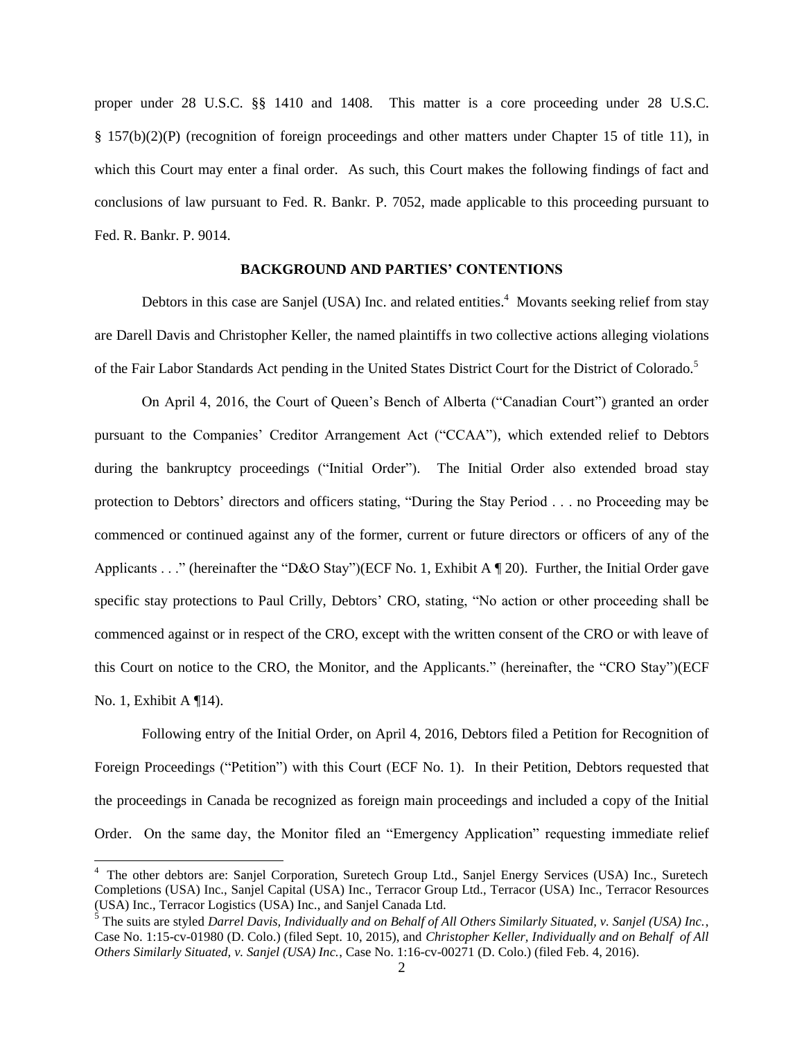proper under 28 U.S.C. §§ 1410 and 1408. This matter is a core proceeding under 28 U.S.C. § 157(b)(2)(P) (recognition of foreign proceedings and other matters under Chapter 15 of title 11), in which this Court may enter a final order. As such, this Court makes the following findings of fact and conclusions of law pursuant to Fed. R. Bankr. P. 7052, made applicable to this proceeding pursuant to Fed. R. Bankr. P. 9014.

## BACKGROUND AND PARTIES' CONTENTIONS

Debtors in this case are Sanjel (USA) Inc. and related entities.[4] Movants seeking relief from stay are Darell Davis and Christopher Keller, the named plaintiffs in two collective actions alleging violations of the Fair Labor Standards Act pending in the United States District Court for the District of Colorado.[5]

On April 4, 2016, the Court of Queen's Bench of Alberta ("Canadian Court") granted an order pursuant to the Companies' Creditor Arrangement Act ("CCAA"), which extended relief to Debtors during the bankruptcy proceedings ("Initial Order"). The Initial Order also extended broad stay protection to Debtors' directors and officers stating, "During the Stay Period . . . no Proceeding may be commenced or continued against any of the former, current or future directors or officers of any of the Applicants . . ." (hereinafter the "D&O Stay")(ECF No. 1, Exhibit A ¶ 20). Further, the Initial Order gave specific stay protections to Paul Crilly, Debtors' CRO, stating, "No action or other proceeding shall be commenced against or in respect of the CRO, except with the written consent of the CRO or with leave of this Court on notice to the CRO, the Monitor, and the Applicants." (hereinafter, the "CRO Stay")(ECF No. 1, Exhibit A ¶14).

Following entry of the Initial Order, on April 4, 2016, Debtors filed a Petition for Recognition of Foreign Proceedings ("Petition") with this Court (ECF No. 1). In their Petition, Debtors requested that the proceedings in Canada be recognized as foreign main proceedings and included a copy of the Initial Order. On the same day, the Monitor filed an "Emergency Application" requesting immediate relief

---

[4] The other debtors are: Sanjel Corporation, Suretech Group Ltd., Sanjel Energy Services (USA) Inc., Suretech Completions (USA) Inc., Sanjel Capital (USA) Inc., Terracor Group Ltd., Terracor (USA) Inc., Terracor Resources (USA) Inc., Terracor Logistics (USA) Inc., and Sanjel Canada Ltd.

[5] The suits are styled *Darrel Davis, Individually and on Behalf of All Others Similarly Situated, v. Sanjel (USA) Inc.*, Case No. 1:15-cv-01980 (D. Colo.) (filed Sept. 10, 2015), and *Christopher Keller, Individually and on Behalf of All Others Similarly Situated, v. Sanjel (USA) Inc.*, Case No. 1:16-cv-00271 (D. Colo.) (filed Feb. 4, 2016).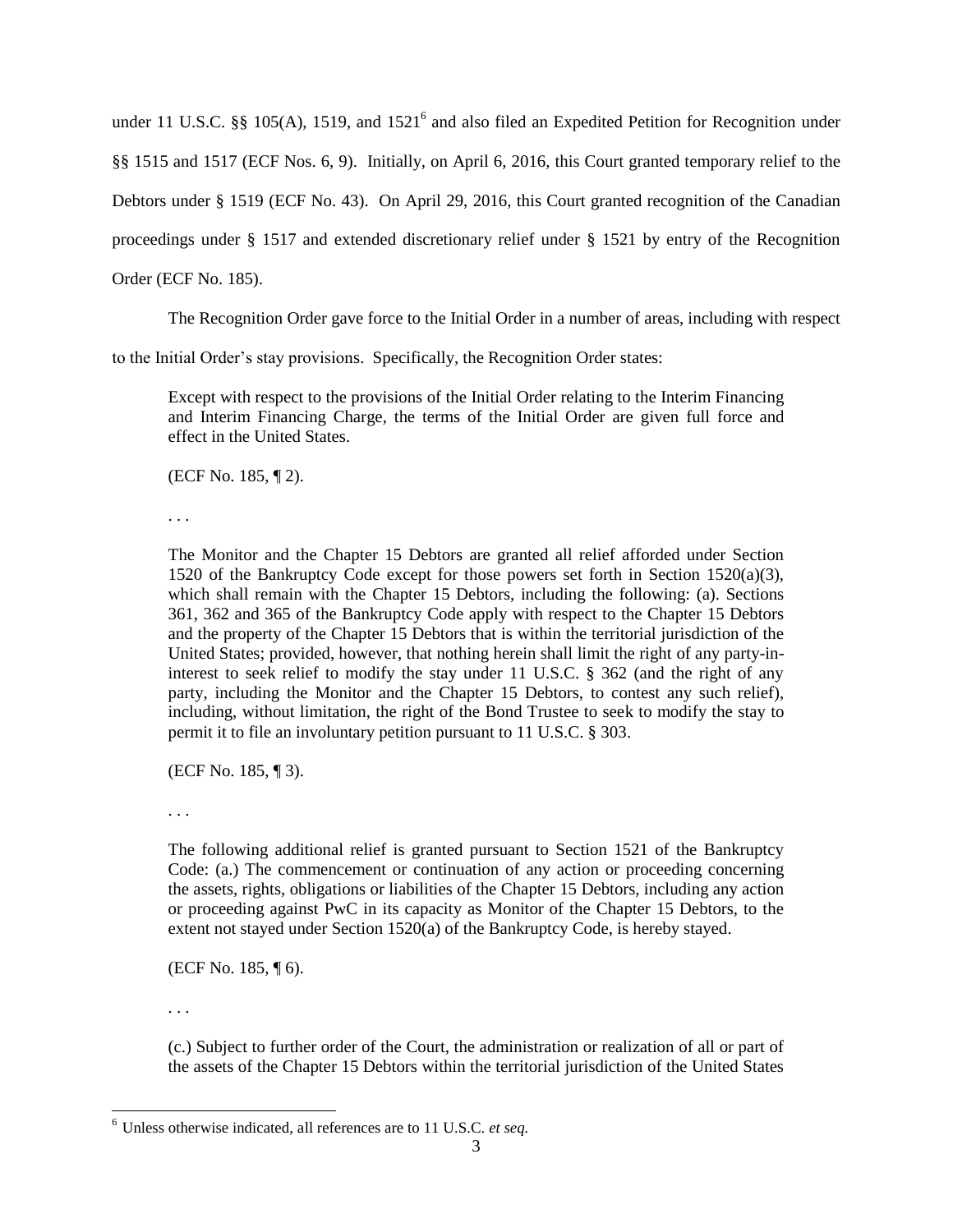under 11 U.S.C. §§ 105(A), 1519, and 1521[6] and also filed an Expedited Petition for Recognition under §§ 1515 and 1517 (ECF Nos. 6, 9). Initially, on April 6, 2016, this Court granted temporary relief to the Debtors under § 1519 (ECF No. 43). On April 29, 2016, this Court granted recognition of the Canadian proceedings under § 1517 and extended discretionary relief under § 1521 by entry of the Recognition Order (ECF No. 185).

The Recognition Order gave force to the Initial Order in a number of areas, including with respect to the Initial Order's stay provisions. Specifically, the Recognition Order states:

> Except with respect to the provisions of the Initial Order relating to the Interim Financing and Interim Financing Charge, the terms of the Initial Order are given full force and effect in the United States.
>
> (ECF No. 185, ¶ 2).
>
> . . .
>
> The Monitor and the Chapter 15 Debtors are granted all relief afforded under Section 1520 of the Bankruptcy Code except for those powers set forth in Section 1520(a)(3), which shall remain with the Chapter 15 Debtors, including the following: (a). Sections 361, 362 and 365 of the Bankruptcy Code apply with respect to the Chapter 15 Debtors and the property of the Chapter 15 Debtors that is within the territorial jurisdiction of the United States; provided, however, that nothing herein shall limit the right of any party-in-interest to seek relief to modify the stay under 11 U.S.C. § 362 (and the right of any party, including the Monitor and the Chapter 15 Debtors, to contest any such relief), including, without limitation, the right of the Bond Trustee to seek to modify the stay to permit it to file an involuntary petition pursuant to 11 U.S.C. § 303.
>
> (ECF No. 185, ¶ 3).
>
> . . .
>
> The following additional relief is granted pursuant to Section 1521 of the Bankruptcy Code: (a.) The commencement or continuation of any action or proceeding concerning the assets, rights, obligations or liabilities of the Chapter 15 Debtors, including any action or proceeding against PwC in its capacity as Monitor of the Chapter 15 Debtors, to the extent not stayed under Section 1520(a) of the Bankruptcy Code, is hereby stayed.
>
> (ECF No. 185, ¶ 6).
>
> . . .
>
> (c.) Subject to further order of the Court, the administration or realization of all or part of the assets of the Chapter 15 Debtors within the territorial jurisdiction of the United States

[6] Unless otherwise indicated, all references are to 11 U.S.C. *et seq.*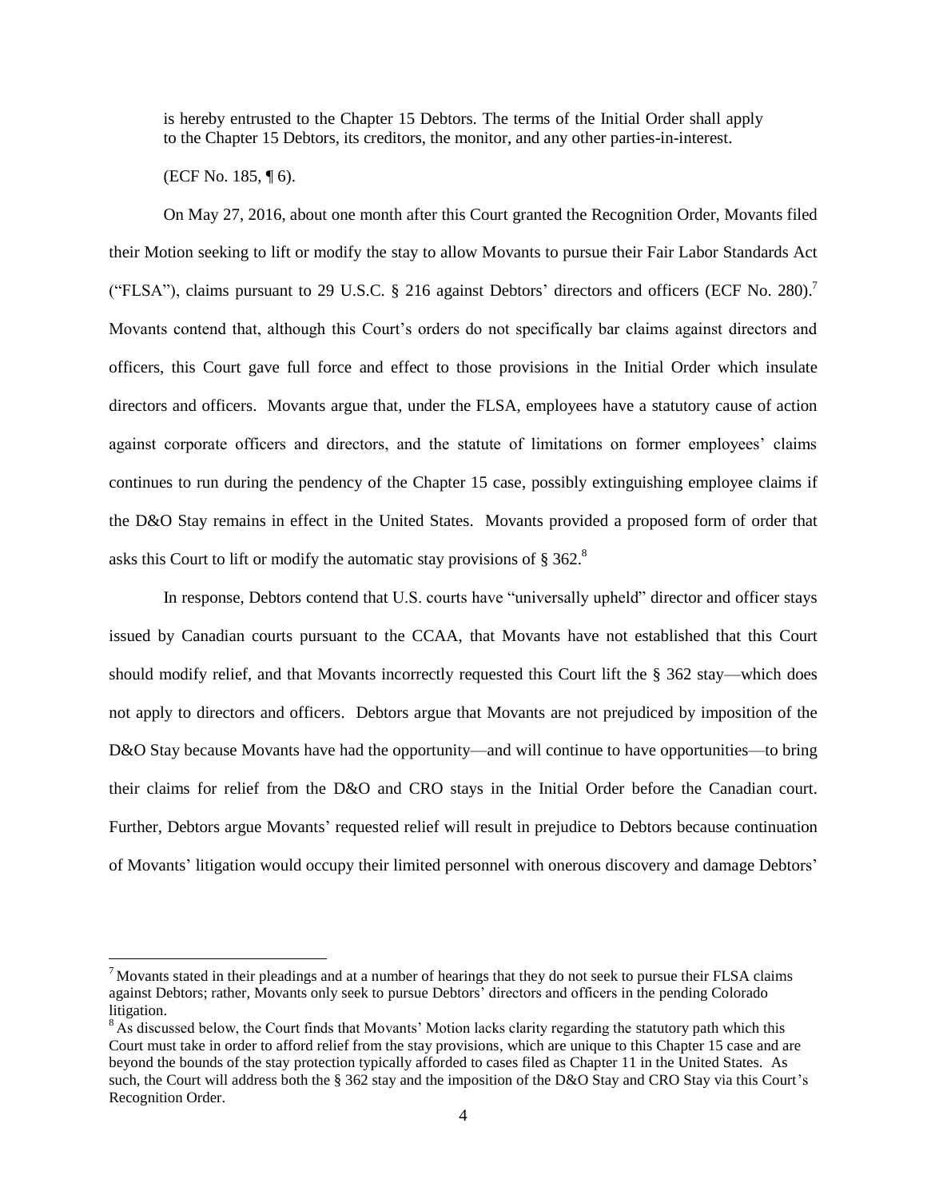is hereby entrusted to the Chapter 15 Debtors. The terms of the Initial Order shall apply to the Chapter 15 Debtors, its creditors, the monitor, and any other parties-in-interest.

(ECF No. 185, ¶ 6).

On May 27, 2016, about one month after this Court granted the Recognition Order, Movants filed their Motion seeking to lift or modify the stay to allow Movants to pursue their Fair Labor Standards Act ("FLSA"), claims pursuant to 29 U.S.C. § 216 against Debtors' directors and officers (ECF No. 280).[7] Movants contend that, although this Court's orders do not specifically bar claims against directors and officers, this Court gave full force and effect to those provisions in the Initial Order which insulate directors and officers. Movants argue that, under the FLSA, employees have a statutory cause of action against corporate officers and directors, and the statute of limitations on former employees' claims continues to run during the pendency of the Chapter 15 case, possibly extinguishing employee claims if the D&O Stay remains in effect in the United States. Movants provided a proposed form of order that asks this Court to lift or modify the automatic stay provisions of § 362.[8]

In response, Debtors contend that U.S. courts have "universally upheld" director and officer stays issued by Canadian courts pursuant to the CCAA, that Movants have not established that this Court should modify relief, and that Movants incorrectly requested this Court lift the § 362 stay—which does not apply to directors and officers. Debtors argue that Movants are not prejudiced by imposition of the D&O Stay because Movants have had the opportunity—and will continue to have opportunities—to bring their claims for relief from the D&O and CRO stays in the Initial Order before the Canadian court. Further, Debtors argue Movants' requested relief will result in prejudice to Debtors because continuation of Movants' litigation would occupy their limited personnel with onerous discovery and damage Debtors'

---

[7] Movants stated in their pleadings and at a number of hearings that they do not seek to pursue their FLSA claims against Debtors; rather, Movants only seek to pursue Debtors' directors and officers in the pending Colorado litigation.

[8] As discussed below, the Court finds that Movants' Motion lacks clarity regarding the statutory path which this Court must take in order to afford relief from the stay provisions, which are unique to this Chapter 15 case and are beyond the bounds of the stay protection typically afforded to cases filed as Chapter 11 in the United States. As such, the Court will address both the § 362 stay and the imposition of the D&O Stay and CRO Stay via this Court's Recognition Order.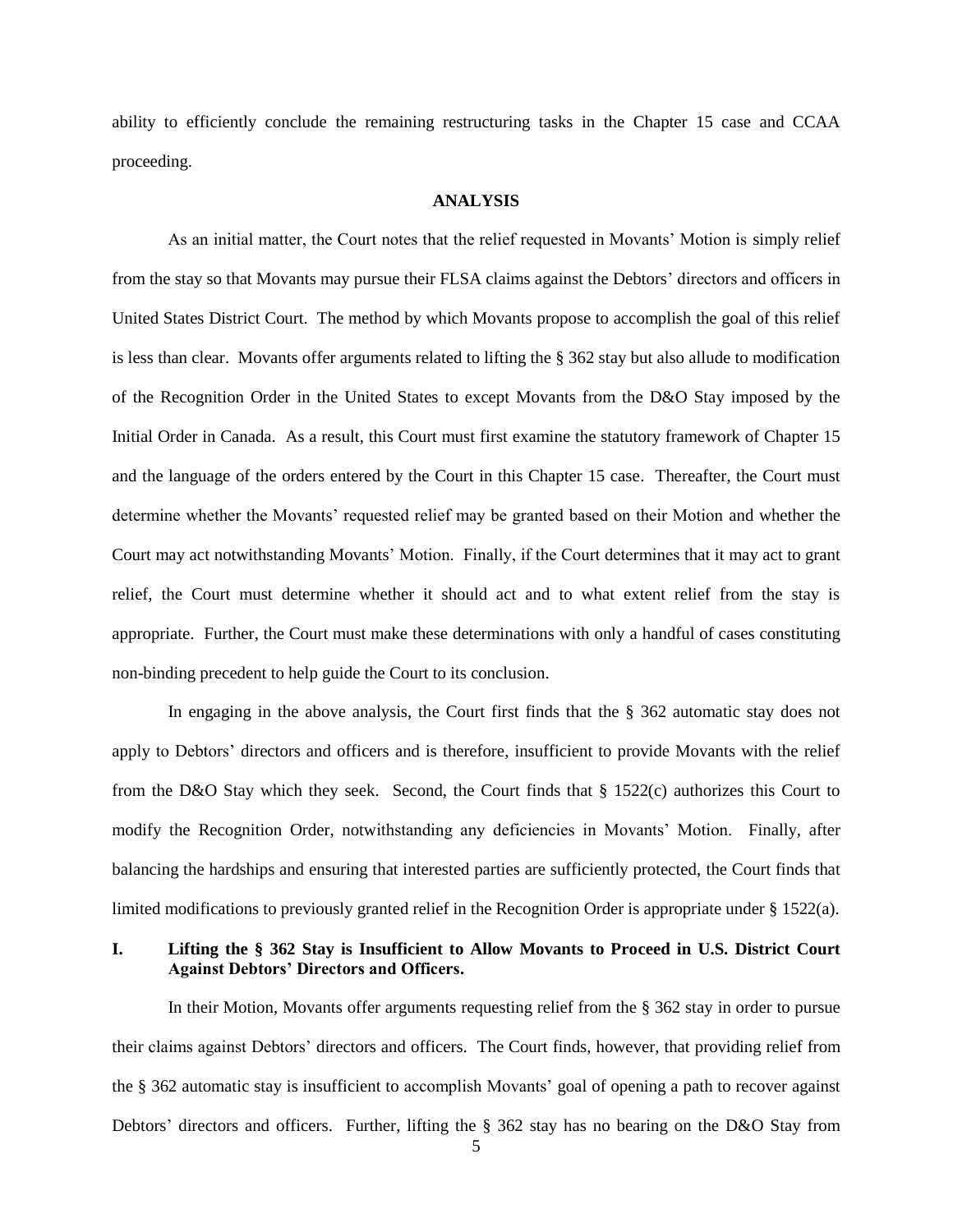ability to efficiently conclude the remaining restructuring tasks in the Chapter 15 case and CCAA proceeding.

## ANALYSIS

As an initial matter, the Court notes that the relief requested in Movants' Motion is simply relief from the stay so that Movants may pursue their FLSA claims against the Debtors' directors and officers in United States District Court. The method by which Movants propose to accomplish the goal of this relief is less than clear. Movants offer arguments related to lifting the § 362 stay but also allude to modification of the Recognition Order in the United States to except Movants from the D&O Stay imposed by the Initial Order in Canada. As a result, this Court must first examine the statutory framework of Chapter 15 and the language of the orders entered by the Court in this Chapter 15 case. Thereafter, the Court must determine whether the Movants' requested relief may be granted based on their Motion and whether the Court may act notwithstanding Movants' Motion. Finally, if the Court determines that it may act to grant relief, the Court must determine whether it should act and to what extent relief from the stay is appropriate. Further, the Court must make these determinations with only a handful of cases constituting non-binding precedent to help guide the Court to its conclusion.

In engaging in the above analysis, the Court first finds that the § 362 automatic stay does not apply to Debtors' directors and officers and is therefore, insufficient to provide Movants with the relief from the D&O Stay which they seek. Second, the Court finds that § 1522(c) authorizes this Court to modify the Recognition Order, notwithstanding any deficiencies in Movants' Motion. Finally, after balancing the hardships and ensuring that interested parties are sufficiently protected, the Court finds that limited modifications to previously granted relief in the Recognition Order is appropriate under § 1522(a).

### I. Lifting the § 362 Stay is Insufficient to Allow Movants to Proceed in U.S. District Court Against Debtors' Directors and Officers.

In their Motion, Movants offer arguments requesting relief from the § 362 stay in order to pursue their claims against Debtors' directors and officers. The Court finds, however, that providing relief from the § 362 automatic stay is insufficient to accomplish Movants' goal of opening a path to recover against Debtors' directors and officers. Further, lifting the § 362 stay has no bearing on the D&O Stay from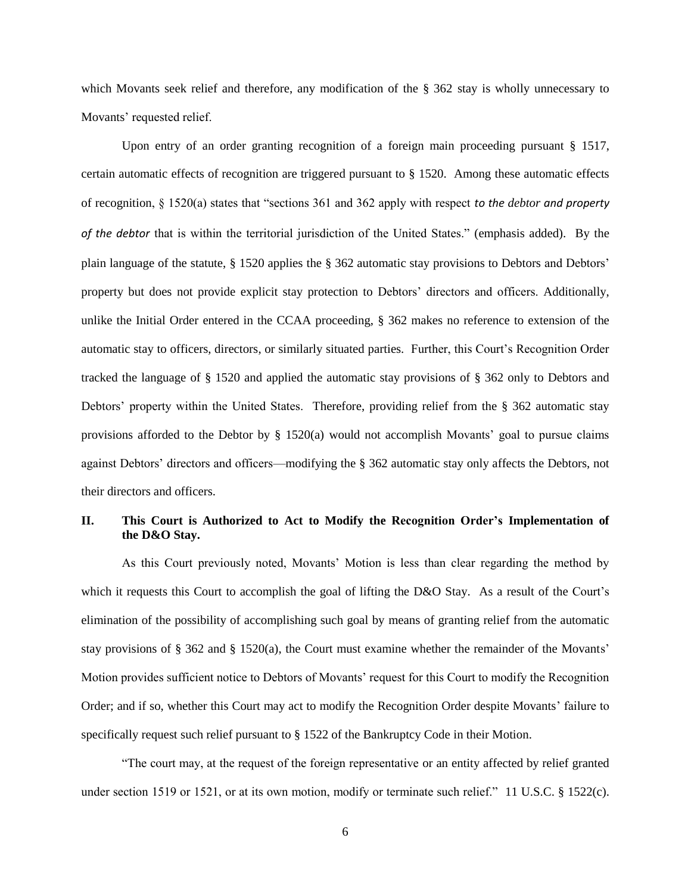which Movants seek relief and therefore, any modification of the § 362 stay is wholly unnecessary to Movants' requested relief.

Upon entry of an order granting recognition of a foreign main proceeding pursuant § 1517, certain automatic effects of recognition are triggered pursuant to § 1520. Among these automatic effects of recognition, § 1520(a) states that "sections 361 and 362 apply with respect *to the debtor and property of the debtor* that is within the territorial jurisdiction of the United States." (emphasis added). By the plain language of the statute, § 1520 applies the § 362 automatic stay provisions to Debtors and Debtors' property but does not provide explicit stay protection to Debtors' directors and officers. Additionally, unlike the Initial Order entered in the CCAA proceeding, § 362 makes no reference to extension of the automatic stay to officers, directors, or similarly situated parties. Further, this Court's Recognition Order tracked the language of § 1520 and applied the automatic stay provisions of § 362 only to Debtors and Debtors' property within the United States. Therefore, providing relief from the § 362 automatic stay provisions afforded to the Debtor by § 1520(a) would not accomplish Movants' goal to pursue claims against Debtors' directors and officers—modifying the § 362 automatic stay only affects the Debtors, not their directors and officers.

## II. This Court is Authorized to Act to Modify the Recognition Order's Implementation of the D&O Stay.

As this Court previously noted, Movants' Motion is less than clear regarding the method by which it requests this Court to accomplish the goal of lifting the D&O Stay. As a result of the Court's elimination of the possibility of accomplishing such goal by means of granting relief from the automatic stay provisions of § 362 and § 1520(a), the Court must examine whether the remainder of the Movants' Motion provides sufficient notice to Debtors of Movants' request for this Court to modify the Recognition Order; and if so, whether this Court may act to modify the Recognition Order despite Movants' failure to specifically request such relief pursuant to § 1522 of the Bankruptcy Code in their Motion.

"The court may, at the request of the foreign representative or an entity affected by relief granted under section 1519 or 1521, or at its own motion, modify or terminate such relief." 11 U.S.C. § 1522(c).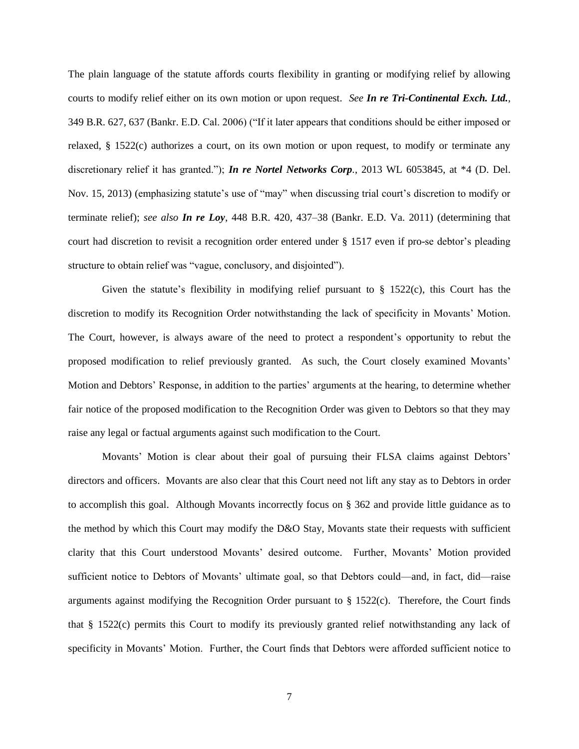The plain language of the statute affords courts flexibility in granting or modifying relief by allowing courts to modify relief either on its own motion or upon request. *See* ***In re Tri-Continental Exch. Ltd.***, 349 B.R. 627, 637 (Bankr. E.D. Cal. 2006) ("If it later appears that conditions should be either imposed or relaxed, § 1522(c) authorizes a court, on its own motion or upon request, to modify or terminate any discretionary relief it has granted."); ***In re Nortel Networks Corp.***, 2013 WL 6053845, at \*4 (D. Del. Nov. 15, 2013) (emphasizing statute's use of "may" when discussing trial court's discretion to modify or terminate relief); *see also* ***In re Loy***, 448 B.R. 420, 437–38 (Bankr. E.D. Va. 2011) (determining that court had discretion to revisit a recognition order entered under § 1517 even if pro-se debtor's pleading structure to obtain relief was "vague, conclusory, and disjointed").

Given the statute's flexibility in modifying relief pursuant to § 1522(c), this Court has the discretion to modify its Recognition Order notwithstanding the lack of specificity in Movants' Motion. The Court, however, is always aware of the need to protect a respondent's opportunity to rebut the proposed modification to relief previously granted. As such, the Court closely examined Movants' Motion and Debtors' Response, in addition to the parties' arguments at the hearing, to determine whether fair notice of the proposed modification to the Recognition Order was given to Debtors so that they may raise any legal or factual arguments against such modification to the Court.

Movants' Motion is clear about their goal of pursuing their FLSA claims against Debtors' directors and officers. Movants are also clear that this Court need not lift any stay as to Debtors in order to accomplish this goal. Although Movants incorrectly focus on § 362 and provide little guidance as to the method by which this Court may modify the D&O Stay, Movants state their requests with sufficient clarity that this Court understood Movants' desired outcome. Further, Movants' Motion provided sufficient notice to Debtors of Movants' ultimate goal, so that Debtors could—and, in fact, did—raise arguments against modifying the Recognition Order pursuant to § 1522(c). Therefore, the Court finds that § 1522(c) permits this Court to modify its previously granted relief notwithstanding any lack of specificity in Movants' Motion. Further, the Court finds that Debtors were afforded sufficient notice to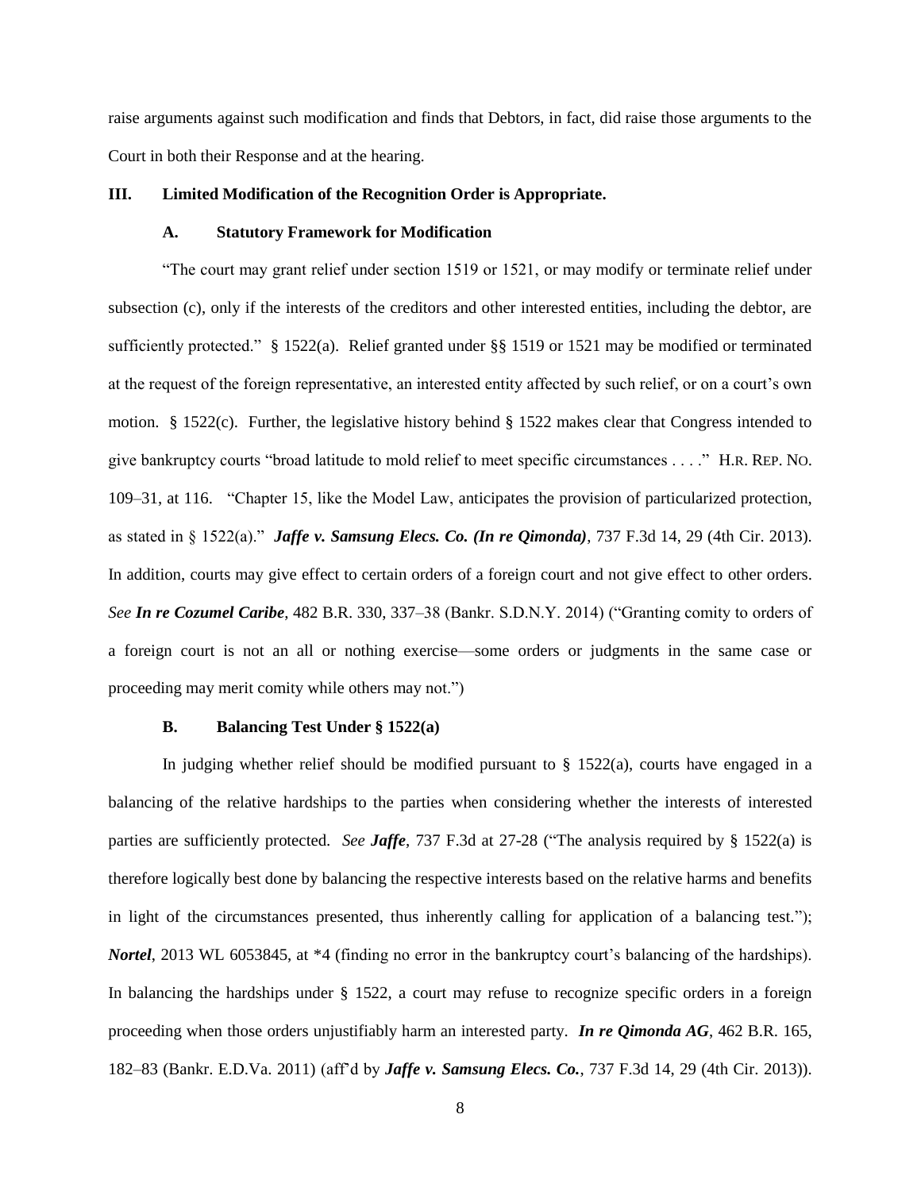raise arguments against such modification and finds that Debtors, in fact, did raise those arguments to the Court in both their Response and at the hearing.

### III. Limited Modification of the Recognition Order is Appropriate.

#### A. Statutory Framework for Modification

"The court may grant relief under section 1519 or 1521, or may modify or terminate relief under subsection (c), only if the interests of the creditors and other interested entities, including the debtor, are sufficiently protected." § 1522(a). Relief granted under §§ 1519 or 1521 may be modified or terminated at the request of the foreign representative, an interested entity affected by such relief, or on a court's own motion. § 1522(c). Further, the legislative history behind § 1522 makes clear that Congress intended to give bankruptcy courts "broad latitude to mold relief to meet specific circumstances . . . ." H.R. REP. NO. 109–31, at 116. "Chapter 15, like the Model Law, anticipates the provision of particularized protection, as stated in § 1522(a)." ***Jaffe v. Samsung Elecs. Co. (In re Qimonda)***, 737 F.3d 14, 29 (4th Cir. 2013). In addition, courts may give effect to certain orders of a foreign court and not give effect to other orders. *See* ***In re Cozumel Caribe***, 482 B.R. 330, 337–38 (Bankr. S.D.N.Y. 2014) ("Granting comity to orders of a foreign court is not an all or nothing exercise—some orders or judgments in the same case or proceeding may merit comity while others may not.")

#### B. Balancing Test Under § 1522(a)

In judging whether relief should be modified pursuant to § 1522(a), courts have engaged in a balancing of the relative hardships to the parties when considering whether the interests of interested parties are sufficiently protected. *See* ***Jaffe***, 737 F.3d at 27-28 ("The analysis required by § 1522(a) is therefore logically best done by balancing the respective interests based on the relative harms and benefits in light of the circumstances presented, thus inherently calling for application of a balancing test."); ***Nortel***, 2013 WL 6053845, at *4 (finding no error in the bankruptcy court's balancing of the hardships). In balancing the hardships under § 1522, a court may refuse to recognize specific orders in a foreign proceeding when those orders unjustifiably harm an interested party. ***In re Qimonda AG***, 462 B.R. 165, 182–83 (Bankr. E.D.Va. 2011) (aff'd by ***Jaffe v. Samsung Elecs. Co.***, 737 F.3d 14, 29 (4th Cir. 2013)).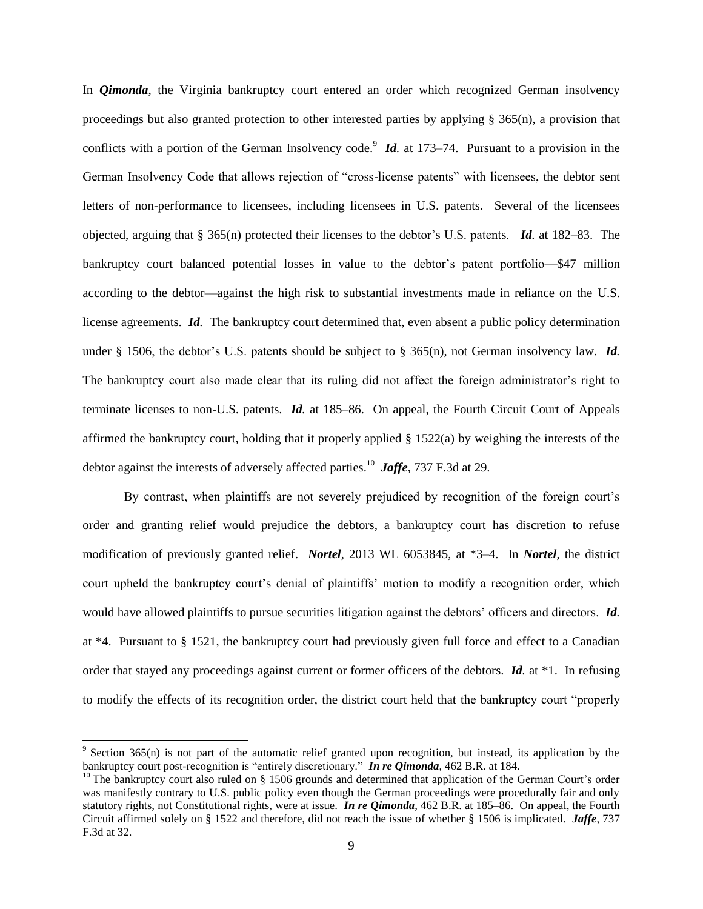In ***Qimonda***, the Virginia bankruptcy court entered an order which recognized German insolvency proceedings but also granted protection to other interested parties by applying § 365(n), a provision that conflicts with a portion of the German Insolvency code.[9] ***Id.*** at 173–74. Pursuant to a provision in the German Insolvency Code that allows rejection of "cross-license patents" with licensees, the debtor sent letters of non-performance to licensees, including licensees in U.S. patents. Several of the licensees objected, arguing that § 365(n) protected their licenses to the debtor's U.S. patents. ***Id.*** at 182–83. The bankruptcy court balanced potential losses in value to the debtor's patent portfolio—$47 million according to the debtor—against the high risk to substantial investments made in reliance on the U.S. license agreements. ***Id.*** The bankruptcy court determined that, even absent a public policy determination under § 1506, the debtor's U.S. patents should be subject to § 365(n), not German insolvency law. ***Id.*** The bankruptcy court also made clear that its ruling did not affect the foreign administrator's right to terminate licenses to non-U.S. patents. ***Id.*** at 185–86. On appeal, the Fourth Circuit Court of Appeals affirmed the bankruptcy court, holding that it properly applied § 1522(a) by weighing the interests of the debtor against the interests of adversely affected parties.[10] ***Jaffe***, 737 F.3d at 29.

By contrast, when plaintiffs are not severely prejudiced by recognition of the foreign court's order and granting relief would prejudice the debtors, a bankruptcy court has discretion to refuse modification of previously granted relief. ***Nortel***, 2013 WL 6053845, at \*3–4. In ***Nortel***, the district court upheld the bankruptcy court's denial of plaintiffs' motion to modify a recognition order, which would have allowed plaintiffs to pursue securities litigation against the debtors' officers and directors. ***Id.*** at \*4. Pursuant to § 1521, the bankruptcy court had previously given full force and effect to a Canadian order that stayed any proceedings against current or former officers of the debtors. ***Id.*** at \*1. In refusing to modify the effects of its recognition order, the district court held that the bankruptcy court "properly

---

[9] Section 365(n) is not part of the automatic relief granted upon recognition, but instead, its application by the bankruptcy court post-recognition is "entirely discretionary." ***In re Qimonda***, 462 B.R. at 184.

[10] The bankruptcy court also ruled on § 1506 grounds and determined that application of the German Court's order was manifestly contrary to U.S. public policy even though the German proceedings were procedurally fair and only statutory rights, not Constitutional rights, were at issue. ***In re Qimonda***, 462 B.R. at 185–86. On appeal, the Fourth Circuit affirmed solely on § 1522 and therefore, did not reach the issue of whether § 1506 is implicated. ***Jaffe***, 737 F.3d at 32.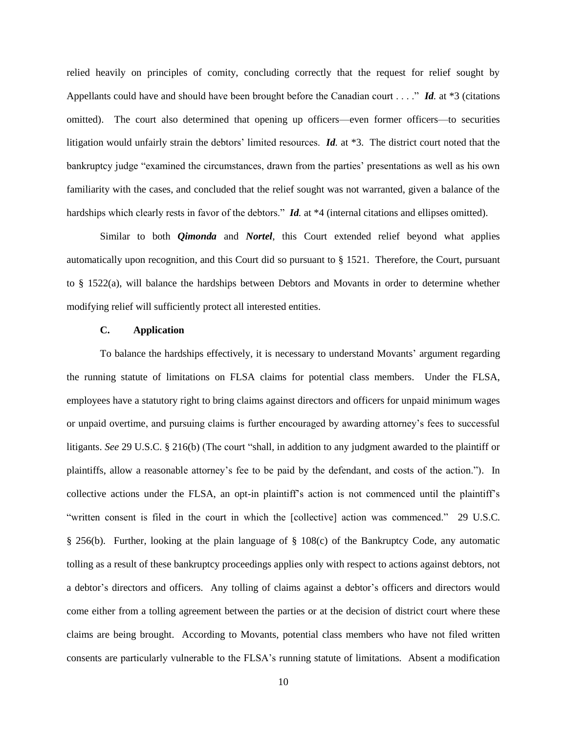relied heavily on principles of comity, concluding correctly that the request for relief sought by Appellants could have and should have been brought before the Canadian court . . . ." ***Id.*** at *3 (citations omitted). The court also determined that opening up officers—even former officers—to securities litigation would unfairly strain the debtors' limited resources. ***Id.*** at *3. The district court noted that the bankruptcy judge "examined the circumstances, drawn from the parties' presentations as well as his own familiarity with the cases, and concluded that the relief sought was not warranted, given a balance of the hardships which clearly rests in favor of the debtors." ***Id.*** at *4 (internal citations and ellipses omitted).

Similar to both ***Qimonda*** and ***Nortel***, this Court extended relief beyond what applies automatically upon recognition, and this Court did so pursuant to § 1521. Therefore, the Court, pursuant to § 1522(a), will balance the hardships between Debtors and Movants in order to determine whether modifying relief will sufficiently protect all interested entities.

### C. Application

To balance the hardships effectively, it is necessary to understand Movants' argument regarding the running statute of limitations on FLSA claims for potential class members. Under the FLSA, employees have a statutory right to bring claims against directors and officers for unpaid minimum wages or unpaid overtime, and pursuing claims is further encouraged by awarding attorney's fees to successful litigants. *See* 29 U.S.C. § 216(b) (The court "shall, in addition to any judgment awarded to the plaintiff or plaintiffs, allow a reasonable attorney's fee to be paid by the defendant, and costs of the action."). In collective actions under the FLSA, an opt-in plaintiff's action is not commenced until the plaintiff's "written consent is filed in the court in which the [collective] action was commenced." 29 U.S.C. § 256(b). Further, looking at the plain language of § 108(c) of the Bankruptcy Code, any automatic tolling as a result of these bankruptcy proceedings applies only with respect to actions against debtors, not a debtor's directors and officers. Any tolling of claims against a debtor's officers and directors would come either from a tolling agreement between the parties or at the decision of district court where these claims are being brought. According to Movants, potential class members who have not filed written consents are particularly vulnerable to the FLSA's running statute of limitations. Absent a modification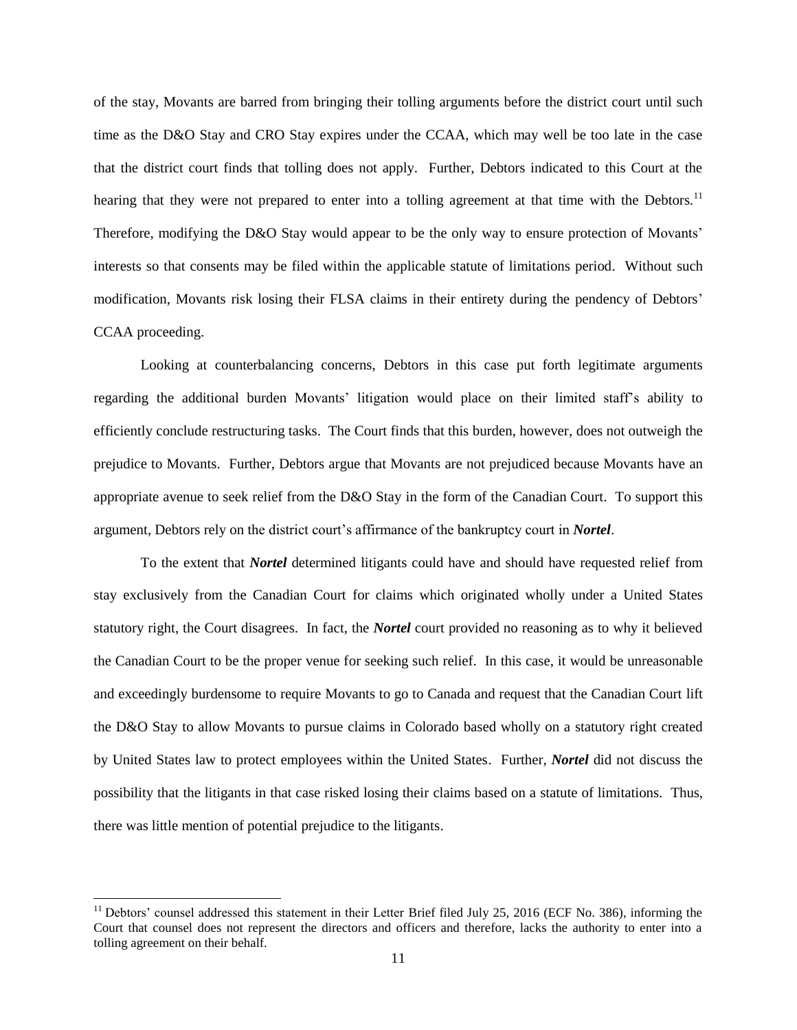of the stay, Movants are barred from bringing their tolling arguments before the district court until such time as the D&O Stay and CRO Stay expires under the CCAA, which may well be too late in the case that the district court finds that tolling does not apply. Further, Debtors indicated to this Court at the hearing that they were not prepared to enter into a tolling agreement at that time with the Debtors.[11] Therefore, modifying the D&O Stay would appear to be the only way to ensure protection of Movants' interests so that consents may be filed within the applicable statute of limitations period. Without such modification, Movants risk losing their FLSA claims in their entirety during the pendency of Debtors' CCAA proceeding.

Looking at counterbalancing concerns, Debtors in this case put forth legitimate arguments regarding the additional burden Movants' litigation would place on their limited staff's ability to efficiently conclude restructuring tasks. The Court finds that this burden, however, does not outweigh the prejudice to Movants. Further, Debtors argue that Movants are not prejudiced because Movants have an appropriate avenue to seek relief from the D&O Stay in the form of the Canadian Court. To support this argument, Debtors rely on the district court's affirmance of the bankruptcy court in ***Nortel***.

To the extent that ***Nortel*** determined litigants could have and should have requested relief from stay exclusively from the Canadian Court for claims which originated wholly under a United States statutory right, the Court disagrees. In fact, the ***Nortel*** court provided no reasoning as to why it believed the Canadian Court to be the proper venue for seeking such relief. In this case, it would be unreasonable and exceedingly burdensome to require Movants to go to Canada and request that the Canadian Court lift the D&O Stay to allow Movants to pursue claims in Colorado based wholly on a statutory right created by United States law to protect employees within the United States. Further, ***Nortel*** did not discuss the possibility that the litigants in that case risked losing their claims based on a statute of limitations. Thus, there was little mention of potential prejudice to the litigants.

---

[11] Debtors' counsel addressed this statement in their Letter Brief filed July 25, 2016 (ECF No. 386), informing the Court that counsel does not represent the directors and officers and therefore, lacks the authority to enter into a tolling agreement on their behalf.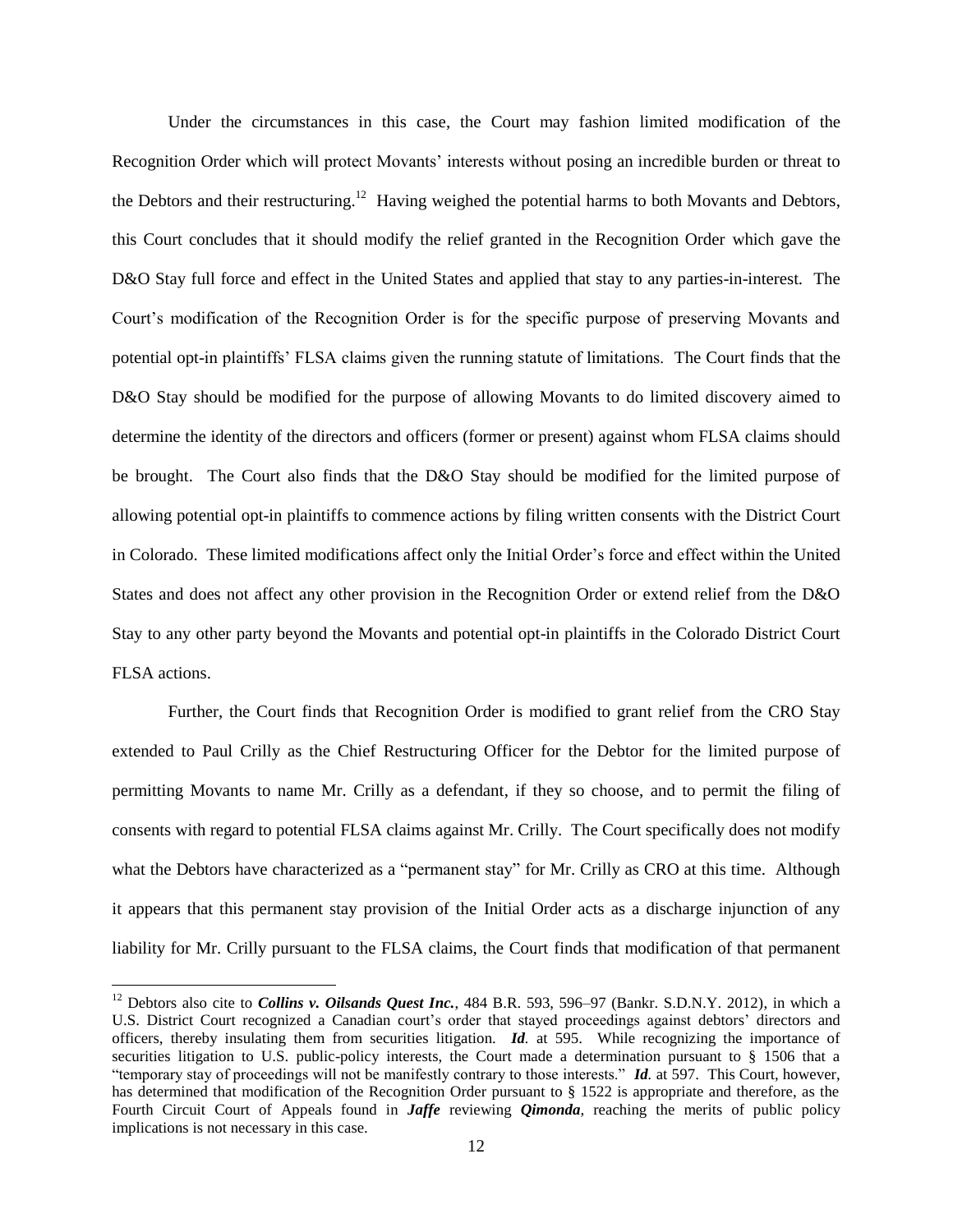Under the circumstances in this case, the Court may fashion limited modification of the Recognition Order which will protect Movants' interests without posing an incredible burden or threat to the Debtors and their restructuring.[12] Having weighed the potential harms to both Movants and Debtors, this Court concludes that it should modify the relief granted in the Recognition Order which gave the D&O Stay full force and effect in the United States and applied that stay to any parties-in-interest. The Court's modification of the Recognition Order is for the specific purpose of preserving Movants and potential opt-in plaintiffs' FLSA claims given the running statute of limitations. The Court finds that the D&O Stay should be modified for the purpose of allowing Movants to do limited discovery aimed to determine the identity of the directors and officers (former or present) against whom FLSA claims should be brought. The Court also finds that the D&O Stay should be modified for the limited purpose of allowing potential opt-in plaintiffs to commence actions by filing written consents with the District Court in Colorado. These limited modifications affect only the Initial Order's force and effect within the United States and does not affect any other provision in the Recognition Order or extend relief from the D&O Stay to any other party beyond the Movants and potential opt-in plaintiffs in the Colorado District Court FLSA actions.

Further, the Court finds that Recognition Order is modified to grant relief from the CRO Stay extended to Paul Crilly as the Chief Restructuring Officer for the Debtor for the limited purpose of permitting Movants to name Mr. Crilly as a defendant, if they so choose, and to permit the filing of consents with regard to potential FLSA claims against Mr. Crilly. The Court specifically does not modify what the Debtors have characterized as a "permanent stay" for Mr. Crilly as CRO at this time. Although it appears that this permanent stay provision of the Initial Order acts as a discharge injunction of any liability for Mr. Crilly pursuant to the FLSA claims, the Court finds that modification of that permanent

---

[12] Debtors also cite to ***Collins v. Oilsands Quest Inc.***, 484 B.R. 593, 596–97 (Bankr. S.D.N.Y. 2012), in which a U.S. District Court recognized a Canadian court's order that stayed proceedings against debtors' directors and officers, thereby insulating them from securities litigation. ***Id.*** at 595. While recognizing the importance of securities litigation to U.S. public-policy interests, the Court made a determination pursuant to § 1506 that a "temporary stay of proceedings will not be manifestly contrary to those interests." ***Id.*** at 597. This Court, however, has determined that modification of the Recognition Order pursuant to § 1522 is appropriate and therefore, as the Fourth Circuit Court of Appeals found in ***Jaffe*** reviewing ***Qimonda***, reaching the merits of public policy implications is not necessary in this case.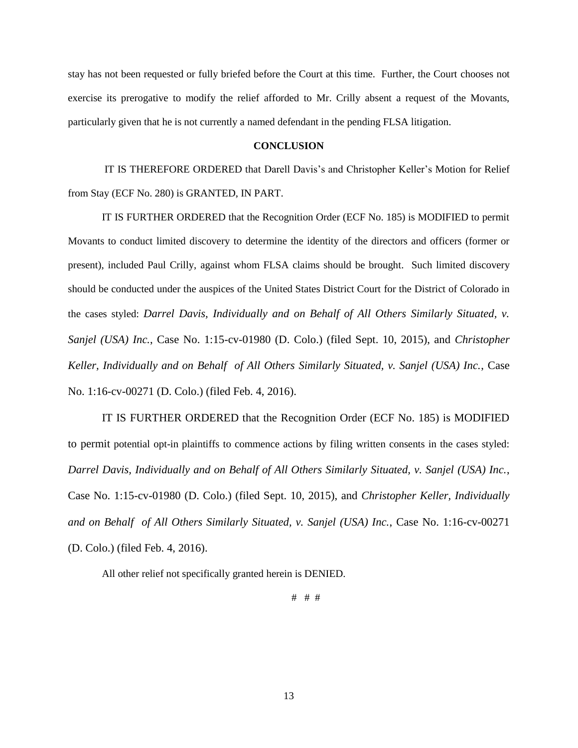stay has not been requested or fully briefed before the Court at this time. Further, the Court chooses not exercise its prerogative to modify the relief afforded to Mr. Crilly absent a request of the Movants, particularly given that he is not currently a named defendant in the pending FLSA litigation.

**CONCLUSION**

IT IS THEREFORE ORDERED that Darell Davis's and Christopher Keller's Motion for Relief from Stay (ECF No. 280) is GRANTED, IN PART.

IT IS FURTHER ORDERED that the Recognition Order (ECF No. 185) is MODIFIED to permit Movants to conduct limited discovery to determine the identity of the directors and officers (former or present), included Paul Crilly, against whom FLSA claims should be brought. Such limited discovery should be conducted under the auspices of the United States District Court for the District of Colorado in the cases styled: *Darrel Davis, Individually and on Behalf of All Others Similarly Situated, v. Sanjel (USA) Inc.*, Case No. 1:15-cv-01980 (D. Colo.) (filed Sept. 10, 2015), and *Christopher Keller, Individually and on Behalf of All Others Similarly Situated, v. Sanjel (USA) Inc.*, Case No. 1:16-cv-00271 (D. Colo.) (filed Feb. 4, 2016).

IT IS FURTHER ORDERED that the Recognition Order (ECF No. 185) is MODIFIED to permit potential opt-in plaintiffs to commence actions by filing written consents in the cases styled: *Darrel Davis, Individually and on Behalf of All Others Similarly Situated, v. Sanjel (USA) Inc.*, Case No. 1:15-cv-01980 (D. Colo.) (filed Sept. 10, 2015), and *Christopher Keller, Individually and on Behalf of All Others Similarly Situated, v. Sanjel (USA) Inc.*, Case No. 1:16-cv-00271 (D. Colo.) (filed Feb. 4, 2016).

All other relief not specifically granted herein is DENIED.

# # #